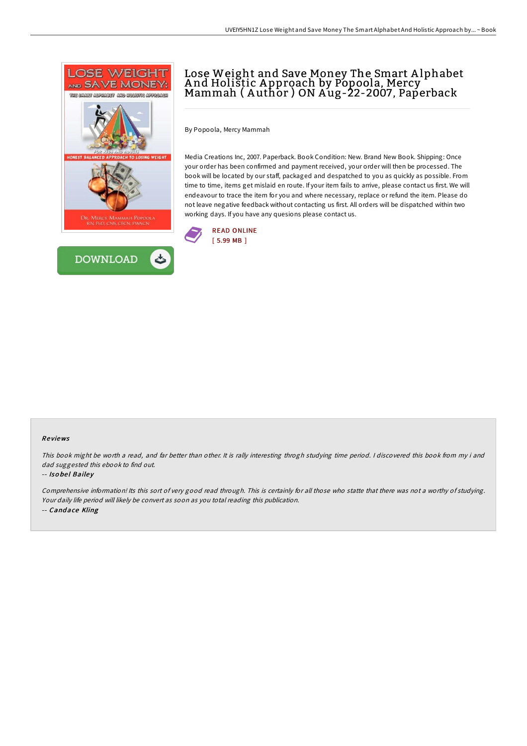# Lose Weight and Save Money The Smart Alphabet And Holistic Approach by Popoola, Mercy Mammah ( Author ) ON Aug-22-2007, Paperback

By Popoola, Mercy Mammah

Media Creations Inc, 2007. Paperback. Book Condition: New. Brand New Book. Shipping: Once your order has been confirmed and payment received, your order will then be processed. The book will be located by our staff, packaged and despatched to you as quickly as possible. From time to time, items get mislaid en route. If your item fails to arrive, please contact us first. We will endeavour to trace the item for you and where necessary, replace or refund the item. Please do not leave negative feedback without contacting us first. All orders will be dispatched within two working days. If you have any quesions please contact us.

READ ONLINE
[ 5.99 MB ]

DOWNLOAD

## Reviews

*This book might be worth a read, and far better than other. It is rally interesting throgh studying time period. I discovered this book from my i and dad suggested this ebook to find out.*

-- *Isobel Bailey*

*Comprehensive information! Its this sort of very good read through. This is certainly for all those who statte that there was not a worthy of studying. Your daily life period will likely be convert as soon as you total reading this publication.*

-- *Candace Kling*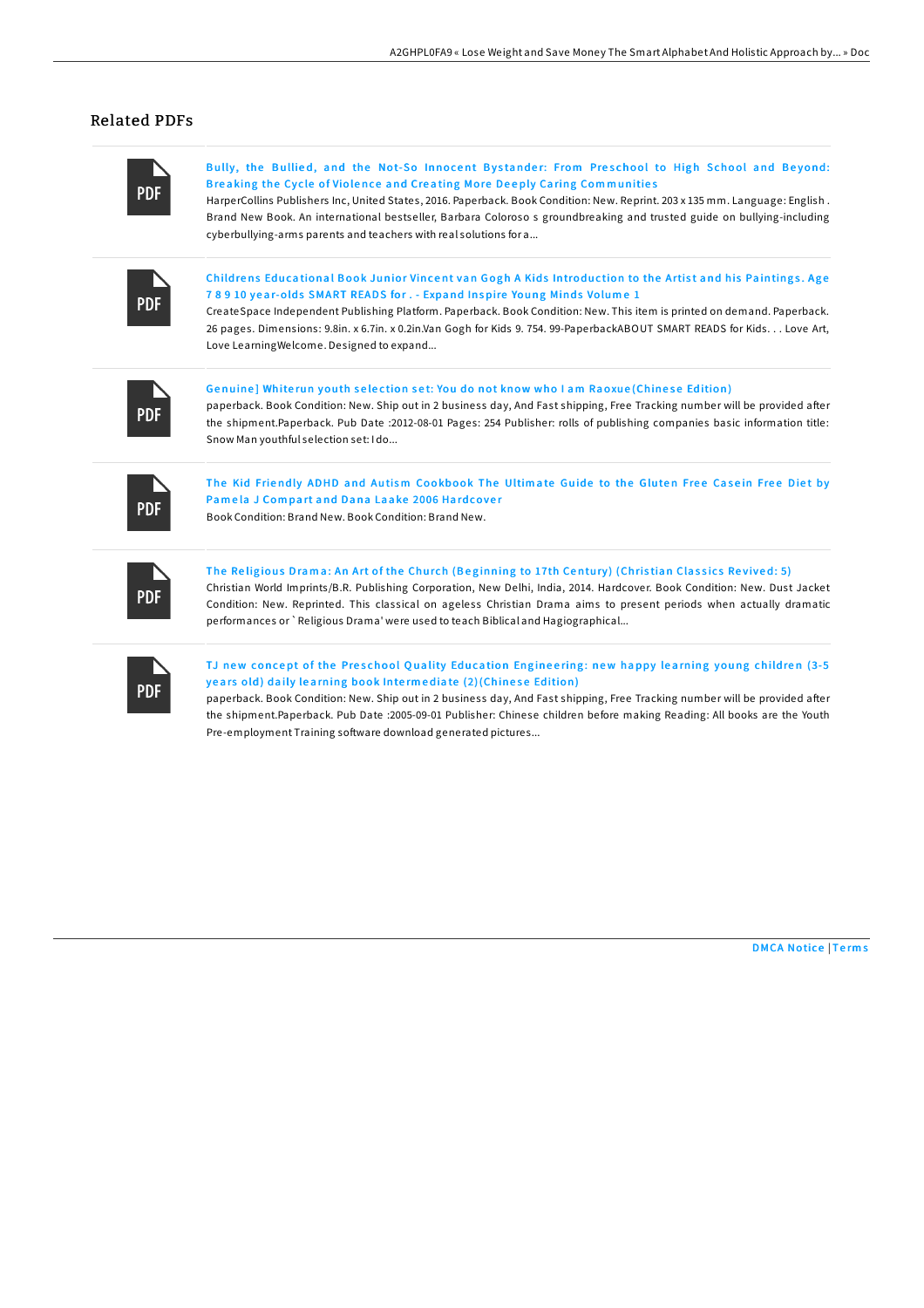## Related PDFs

PDF

**Bully, the Bullied, and the Not-So Innocent Bystander: From Preschool to High School and Beyond: Breaking the Cycle of Violence and Creating More Deeply Caring Communities**

HarperCollins Publishers Inc, United States, 2016. Paperback. Book Condition: New. Reprint. 203 x 135 mm. Language: English . Brand New Book. An international bestseller, Barbara Coloroso s groundbreaking and trusted guide on bullying-including cyberbullying-arms parents and teachers with real solutions for a...

PDF

**Childrens Educational Book Junior Vincent van Gogh A Kids Introduction to the Artist and his Paintings. Age 7 8 9 10 year-olds SMART READS for . - Expand Inspire Young Minds Volume 1**

CreateSpace Independent Publishing Platform. Paperback. Book Condition: New. This item is printed on demand. Paperback. 26 pages. Dimensions: 9.8in. x 6.7in. x 0.2in.Van Gogh for Kids 9. 754. 99-PaperbackABOUT SMART READS for Kids. . . Love Art, Love LearningWelcome. Designed to expand...

PDF

**Genuine] Whiterun youth selection set: You do not know who I am Raoxue(Chinese Edition)**

paperback. Book Condition: New. Ship out in 2 business day, And Fast shipping, Free Tracking number will be provided after the shipment.Paperback. Pub Date :2012-08-01 Pages: 254 Publisher: rolls of publishing companies basic information title: Snow Man youthful selection set: I do...

PDF

**The Kid Friendly ADHD and Autism Cookbook The Ultimate Guide to the Gluten Free Casein Free Diet by Pamela J Compart and Dana Laake 2006 Hardcover**

Book Condition: Brand New. Book Condition: Brand New.

PDF

**The Religious Drama: An Art of the Church (Beginning to 17th Century) (Christian Classics Revived: 5)**

Christian World Imprints/B.R. Publishing Corporation, New Delhi, India, 2014. Hardcover. Book Condition: New. Dust Jacket Condition: New. Reprinted. This classical on ageless Christian Drama aims to present periods when actually dramatic performances or `Religious Drama' were used to teach Biblical and Hagiographical...

PDF

**TJ new concept of the Preschool Quality Education Engineering: new happy learning young children (3-5 years old) daily learning book Intermediate (2)(Chinese Edition)**

paperback. Book Condition: New. Ship out in 2 business day, And Fast shipping, Free Tracking number will be provided after the shipment.Paperback. Pub Date :2005-09-01 Publisher: Chinese children before making Reading: All books are the Youth Pre-employment Training software download generated pictures...

DMCA Notice | Terms